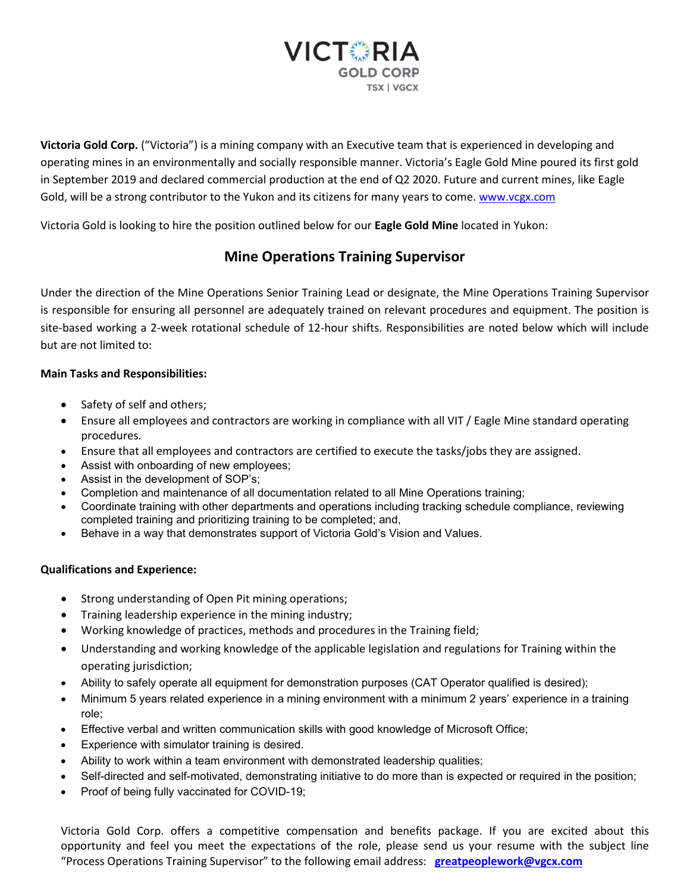VICTORIA GOLD CORP
TSX | VGCX

**Victoria Gold Corp.** ("Victoria") is a mining company with an Executive team that is experienced in developing and operating mines in an environmentally and socially responsible manner. Victoria's Eagle Gold Mine poured its first gold in September 2019 and declared commercial production at the end of Q2 2020. Future and current mines, like Eagle Gold, will be a strong contributor to the Yukon and its citizens for many years to come. [www.vcgx.com](http://www.vcgx.com)

Victoria Gold is looking to hire the position outlined below for our **Eagle Gold Mine** located in Yukon:

## Mine Operations Training Supervisor

Under the direction of the Mine Operations Senior Training Lead or designate, the Mine Operations Training Supervisor is responsible for ensuring all personnel are adequately trained on relevant procedures and equipment. The position is site-based working a 2-week rotational schedule of 12-hour shifts. Responsibilities are noted below which will include but are not limited to:

**Main Tasks and Responsibilities:**

- Safety of self and others;
- Ensure all employees and contractors are working in compliance with all VIT / Eagle Mine standard operating procedures.
- Ensure that all employees and contractors are certified to execute the tasks/jobs they are assigned.
- Assist with onboarding of new employees;
- Assist in the development of SOP's;
- Completion and maintenance of all documentation related to all Mine Operations training;
- Coordinate training with other departments and operations including tracking schedule compliance, reviewing completed training and prioritizing training to be completed; and,
- Behave in a way that demonstrates support of Victoria Gold's Vision and Values.

**Qualifications and Experience:**

- Strong understanding of Open Pit mining operations;
- Training leadership experience in the mining industry;
- Working knowledge of practices, methods and procedures in the Training field;
- Understanding and working knowledge of the applicable legislation and regulations for Training within the operating jurisdiction;
- Ability to safely operate all equipment for demonstration purposes (CAT Operator qualified is desired);
- Minimum 5 years related experience in a mining environment with a minimum 2 years' experience in a training role;
- Effective verbal and written communication skills with good knowledge of Microsoft Office;
- Experience with simulator training is desired.
- Ability to work within a team environment with demonstrated leadership qualities;
- Self-directed and self-motivated, demonstrating initiative to do more than is expected or required in the position;
- Proof of being fully vaccinated for COVID-19;

Victoria Gold Corp. offers a competitive compensation and benefits package. If you are excited about this opportunity and feel you meet the expectations of the role, please send us your resume with the subject line "Process Operations Training Supervisor" to the following email address: **greatpeoplework@vgcx.com**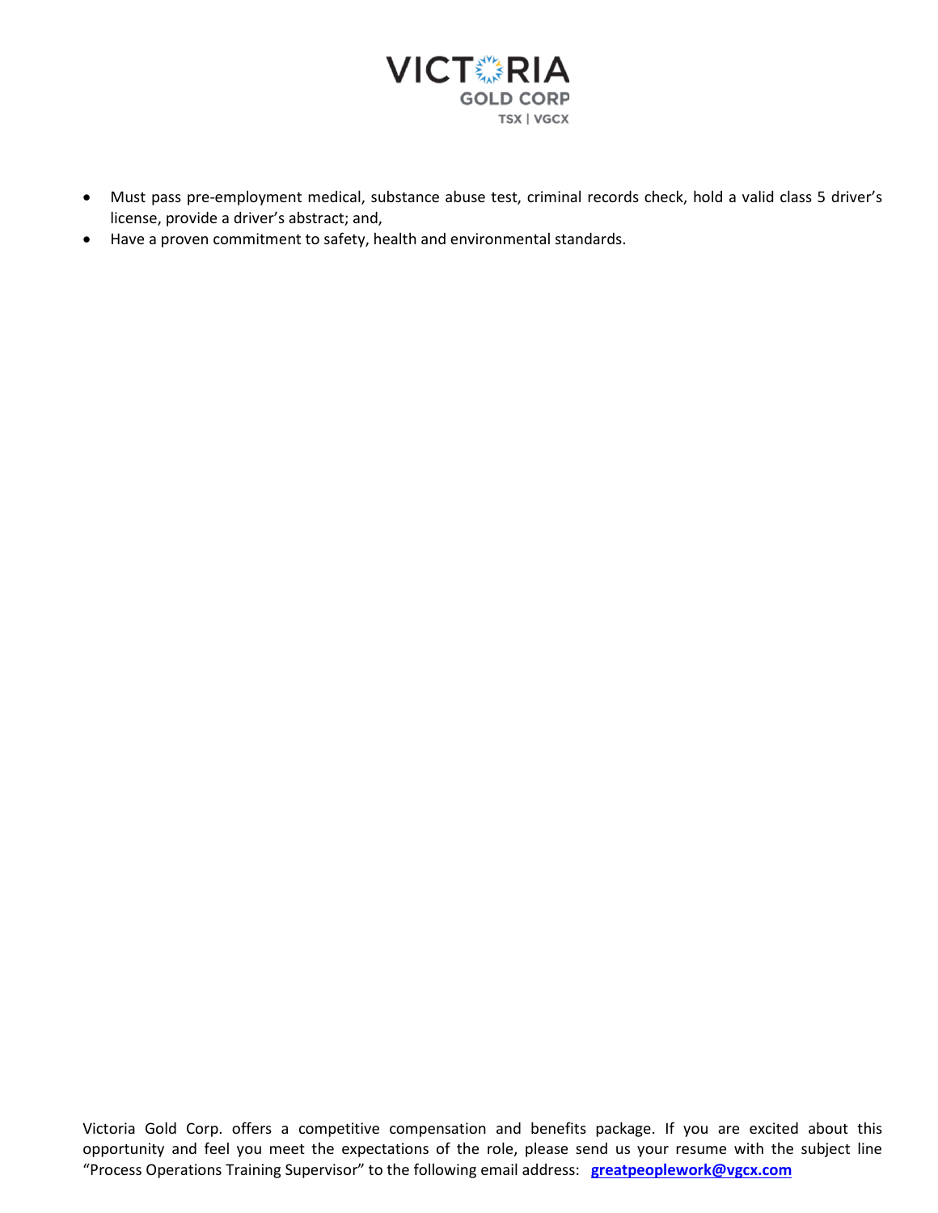- Must pass pre-employment medical, substance abuse test, criminal records check, hold a valid class 5 driver's license, provide a driver's abstract; and,
- Have a proven commitment to safety, health and environmental standards.

Victoria Gold Corp. offers a competitive compensation and benefits package. If you are excited about this opportunity and feel you meet the expectations of the role, please send us your resume with the subject line "Process Operations Training Supervisor" to the following email address: **greatpeoplework@vgcx.com**